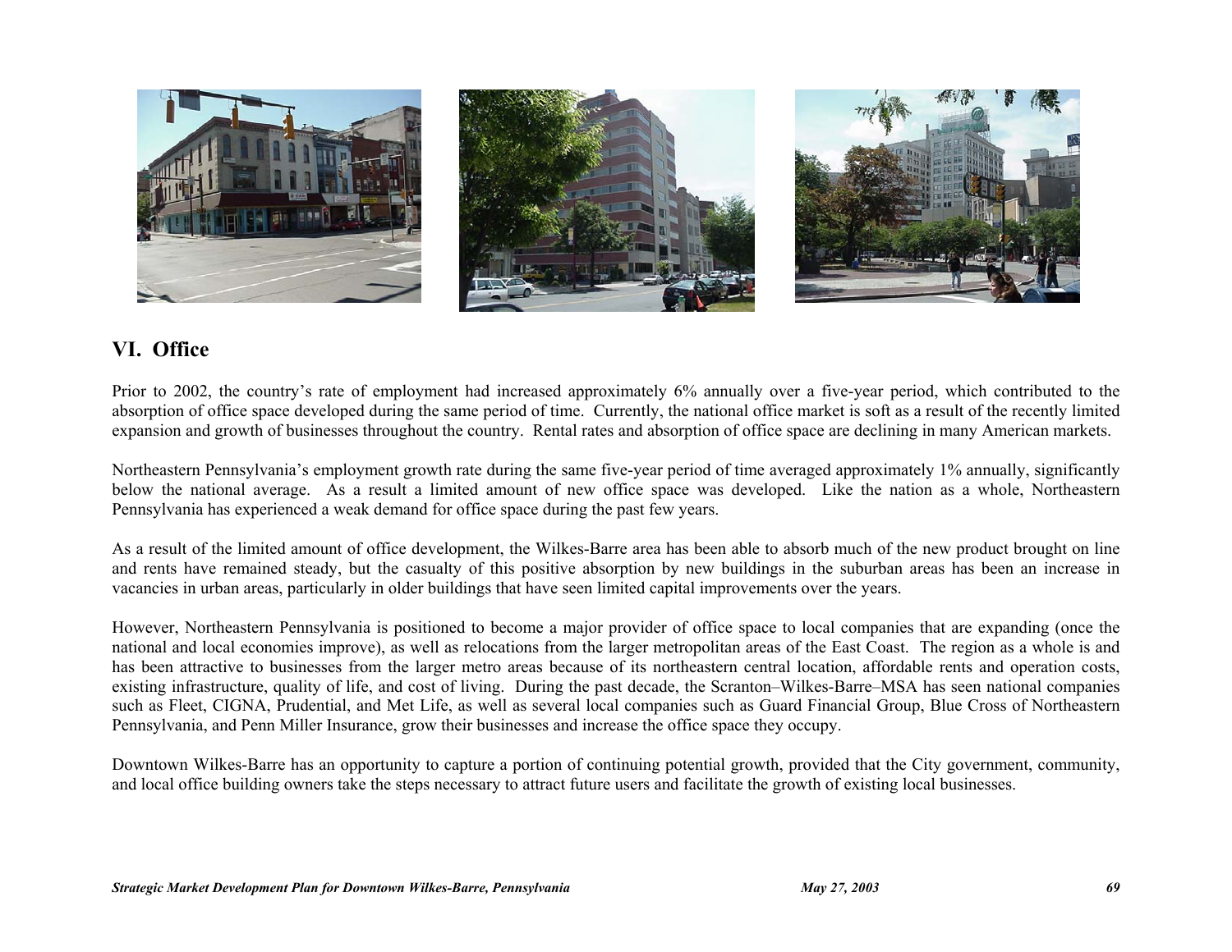## VI. Office

Prior to 2002, the country's rate of employment had increased approximately 6% annually over a five-year period, which contributed to the absorption of office space developed during the same period of time. Currently, the national office market is soft as a result of the recently limited expansion and growth of businesses throughout the country. Rental rates and absorption of office space are declining in many American markets.

Northeastern Pennsylvania's employment growth rate during the same five-year period of time averaged approximately 1% annually, significantly below the national average. As a result a limited amount of new office space was developed. Like the nation as a whole, Northeastern Pennsylvania has experienced a weak demand for office space during the past few years.

As a result of the limited amount of office development, the Wilkes-Barre area has been able to absorb much of the new product brought on line and rents have remained steady, but the casualty of this positive absorption by new buildings in the suburban areas has been an increase in vacancies in urban areas, particularly in older buildings that have seen limited capital improvements over the years.

However, Northeastern Pennsylvania is positioned to become a major provider of office space to local companies that are expanding (once the national and local economies improve), as well as relocations from the larger metropolitan areas of the East Coast. The region as a whole is and has been attractive to businesses from the larger metro areas because of its northeastern central location, affordable rents and operation costs, existing infrastructure, quality of life, and cost of living. During the past decade, the Scranton–Wilkes-Barre–MSA has seen national companies such as Fleet, CIGNA, Prudential, and Met Life, as well as several local companies such as Guard Financial Group, Blue Cross of Northeastern Pennsylvania, and Penn Miller Insurance, grow their businesses and increase the office space they occupy.

Downtown Wilkes-Barre has an opportunity to capture a portion of continuing potential growth, provided that the City government, community, and local office building owners take the steps necessary to attract future users and facilitate the growth of existing local businesses.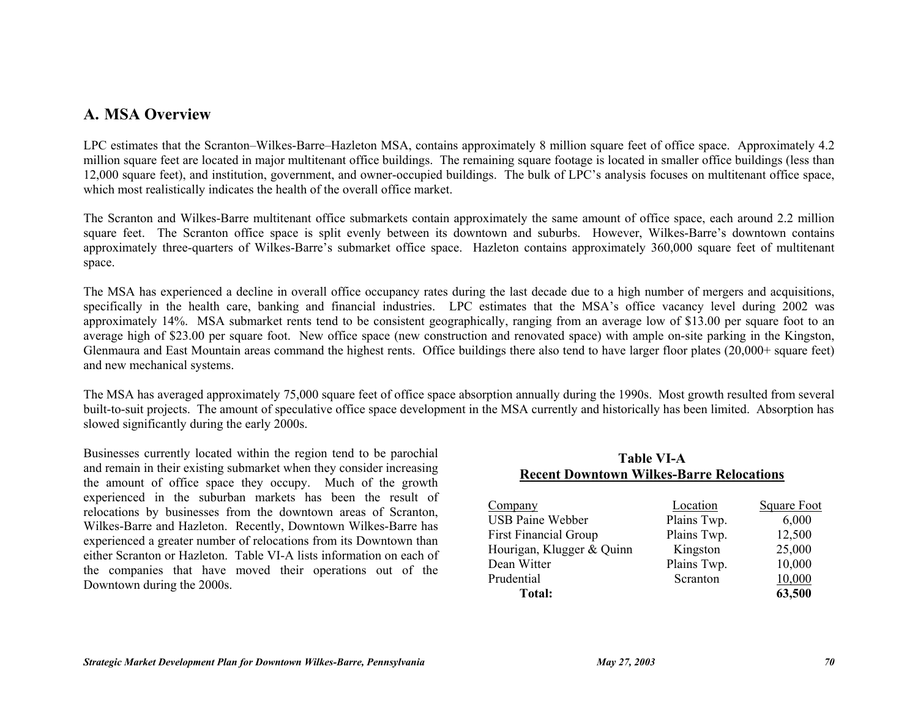## A. MSA Overview

LPC estimates that the Scranton–Wilkes-Barre–Hazleton MSA, contains approximately 8 million square feet of office space. Approximately 4.2 million square feet are located in major multitenant office buildings. The remaining square footage is located in smaller office buildings (less than 12,000 square feet), and institution, government, and owner-occupied buildings. The bulk of LPC's analysis focuses on multitenant office space, which most realistically indicates the health of the overall office market.

The Scranton and Wilkes-Barre multitenant office submarkets contain approximately the same amount of office space, each around 2.2 million square feet. The Scranton office space is split evenly between its downtown and suburbs. However, Wilkes-Barre's downtown contains approximately three-quarters of Wilkes-Barre's submarket office space. Hazleton contains approximately 360,000 square feet of multitenant space.

The MSA has experienced a decline in overall office occupancy rates during the last decade due to a high number of mergers and acquisitions, specifically in the health care, banking and financial industries. LPC estimates that the MSA's office vacancy level during 2002 was approximately 14%. MSA submarket rents tend to be consistent geographically, ranging from an average low of $13.00 per square foot to an average high of $23.00 per square foot. New office space (new construction and renovated space) with ample on-site parking in the Kingston, Glenmaura and East Mountain areas command the highest rents. Office buildings there also tend to have larger floor plates (20,000+ square feet) and new mechanical systems.

The MSA has averaged approximately 75,000 square feet of office space absorption annually during the 1990s. Most growth resulted from several built-to-suit projects. The amount of speculative office space development in the MSA currently and historically has been limited. Absorption has slowed significantly during the early 2000s.

Businesses currently located within the region tend to be parochial and remain in their existing submarket when they consider increasing the amount of office space they occupy. Much of the growth experienced in the suburban markets has been the result of relocations by businesses from the downtown areas of Scranton, Wilkes-Barre and Hazleton. Recently, Downtown Wilkes-Barre has experienced a greater number of relocations from its Downtown than either Scranton or Hazleton. Table VI-A lists information on each of the companies that have moved their operations out of the Downtown during the 2000s.

**Table VI-A**
**Recent Downtown Wilkes-Barre Relocations**

| Company | Location | Square Foot |
|---|---|---|
| USB Paine Webber | Plains Twp. | 6,000 |
| First Financial Group | Plains Twp. | 12,500 |
| Hourigan, Klugger & Quinn | Kingston | 25,000 |
| Dean Witter | Plains Twp. | 10,000 |
| Prudential | Scranton | 10,000 |
| **Total:** | | **63,500** |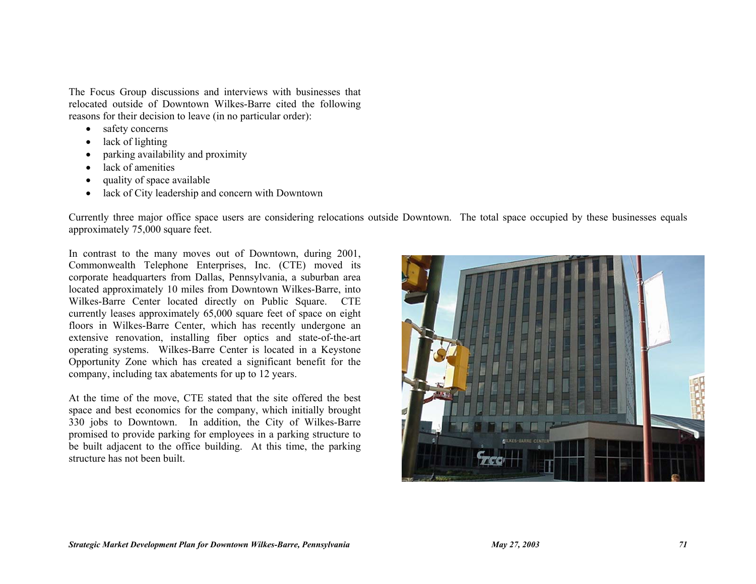The Focus Group discussions and interviews with businesses that relocated outside of Downtown Wilkes-Barre cited the following reasons for their decision to leave (in no particular order):

- safety concerns
- lack of lighting
- parking availability and proximity
- lack of amenities
- quality of space available
- lack of City leadership and concern with Downtown

Currently three major office space users are considering relocations outside Downtown. The total space occupied by these businesses equals approximately 75,000 square feet.

In contrast to the many moves out of Downtown, during 2001, Commonwealth Telephone Enterprises, Inc. (CTE) moved its corporate headquarters from Dallas, Pennsylvania, a suburban area located approximately 10 miles from Downtown Wilkes-Barre, into Wilkes-Barre Center located directly on Public Square. CTE currently leases approximately 65,000 square feet of space on eight floors in Wilkes-Barre Center, which has recently undergone an extensive renovation, installing fiber optics and state-of-the-art operating systems. Wilkes-Barre Center is located in a Keystone Opportunity Zone which has created a significant benefit for the company, including tax abatements for up to 12 years.

At the time of the move, CTE stated that the site offered the best space and best economics for the company, which initially brought 330 jobs to Downtown. In addition, the City of Wilkes-Barre promised to provide parking for employees in a parking structure to be built adjacent to the office building. At this time, the parking structure has not been built.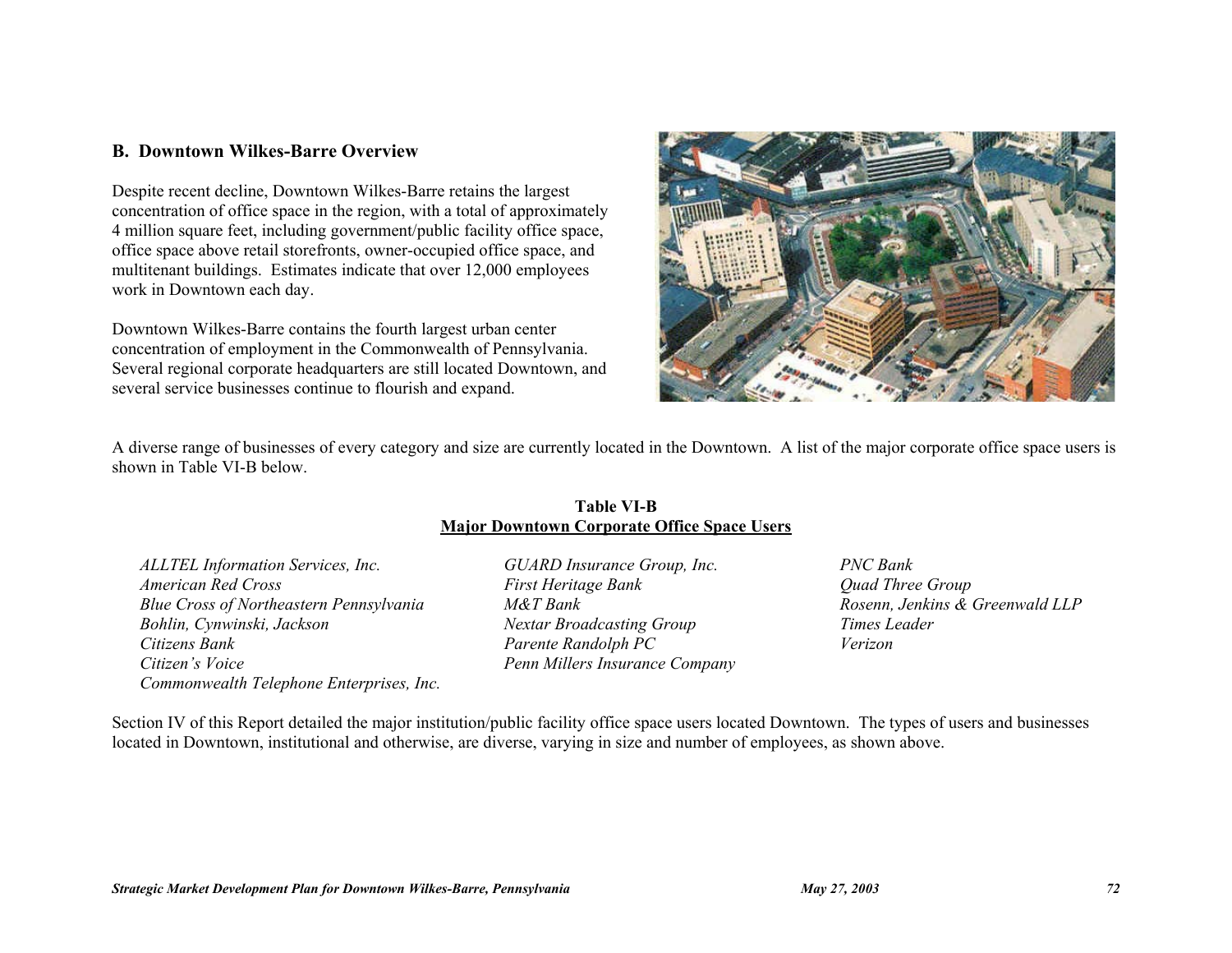## B. Downtown Wilkes-Barre Overview

Despite recent decline, Downtown Wilkes-Barre retains the largest concentration of office space in the region, with a total of approximately 4 million square feet, including government/public facility office space, office space above retail storefronts, owner-occupied office space, and multitenant buildings. Estimates indicate that over 12,000 employees work in Downtown each day.

Downtown Wilkes-Barre contains the fourth largest urban center concentration of employment in the Commonwealth of Pennsylvania. Several regional corporate headquarters are still located Downtown, and several service businesses continue to flourish and expand.

A diverse range of businesses of every category and size are currently located in the Downtown. A list of the major corporate office space users is shown in Table VI-B below.

**Table VI-B**
**Major Downtown Corporate Office Space Users**

*ALLTEL Information Services, Inc.*
*American Red Cross*
*Blue Cross of Northeastern Pennsylvania*
*Bohlin, Cynwinski, Jackson*
*Citizens Bank*
*Citizen's Voice*
*Commonwealth Telephone Enterprises, Inc.*
*GUARD Insurance Group, Inc.*
*First Heritage Bank*
*M&T Bank*
*Nextar Broadcasting Group*
*Parente Randolph PC*
*Penn Millers Insurance Company*
*PNC Bank*
*Quad Three Group*
*Rosenn, Jenkins & Greenwald LLP*
*Times Leader*
*Verizon*

Section IV of this Report detailed the major institution/public facility office space users located Downtown. The types of users and businesses located in Downtown, institutional and otherwise, are diverse, varying in size and number of employees, as shown above.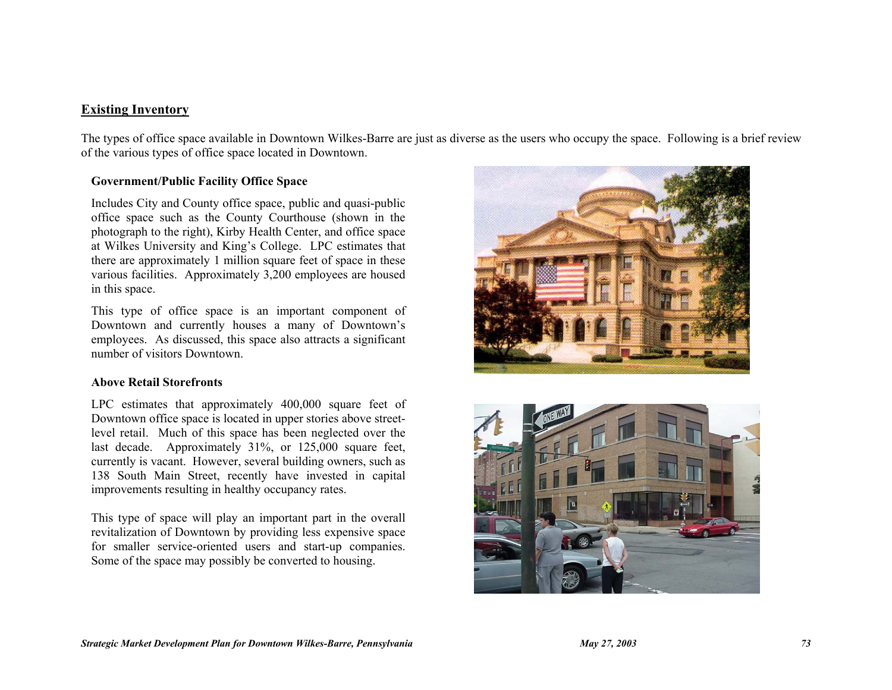## Existing Inventory

The types of office space available in Downtown Wilkes-Barre are just as diverse as the users who occupy the space. Following is a brief review of the various types of office space located in Downtown.

### Government/Public Facility Office Space

Includes City and County office space, public and quasi-public office space such as the County Courthouse (shown in the photograph to the right), Kirby Health Center, and office space at Wilkes University and King's College. LPC estimates that there are approximately 1 million square feet of space in these various facilities. Approximately 3,200 employees are housed in this space.

This type of office space is an important component of Downtown and currently houses a many of Downtown's employees. As discussed, this space also attracts a significant number of visitors Downtown.

### Above Retail Storefronts

LPC estimates that approximately 400,000 square feet of Downtown office space is located in upper stories above street-level retail. Much of this space has been neglected over the last decade. Approximately 31%, or 125,000 square feet, currently is vacant. However, several building owners, such as 138 South Main Street, recently have invested in capital improvements resulting in healthy occupancy rates.

This type of space will play an important part in the overall revitalization of Downtown by providing less expensive space for smaller service-oriented users and start-up companies. Some of the space may possibly be converted to housing.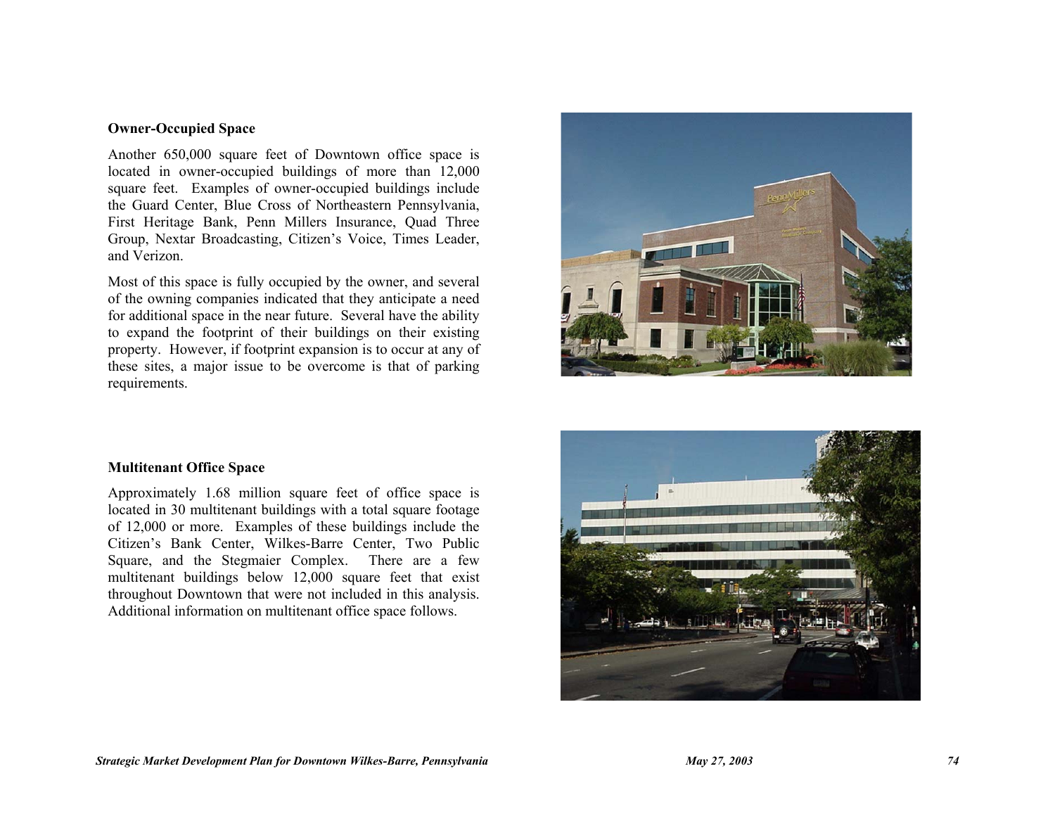### Owner-Occupied Space

Another 650,000 square feet of Downtown office space is located in owner-occupied buildings of more than 12,000 square feet. Examples of owner-occupied buildings include the Guard Center, Blue Cross of Northeastern Pennsylvania, First Heritage Bank, Penn Millers Insurance, Quad Three Group, Nextar Broadcasting, Citizen's Voice, Times Leader, and Verizon.

Most of this space is fully occupied by the owner, and several of the owning companies indicated that they anticipate a need for additional space in the near future. Several have the ability to expand the footprint of their buildings on their existing property. However, if footprint expansion is to occur at any of these sites, a major issue to be overcome is that of parking requirements.

### Multitenant Office Space

Approximately 1.68 million square feet of office space is located in 30 multitenant buildings with a total square footage of 12,000 or more. Examples of these buildings include the Citizen's Bank Center, Wilkes-Barre Center, Two Public Square, and the Stegmaier Complex. There are a few multitenant buildings below 12,000 square feet that exist throughout Downtown that were not included in this analysis. Additional information on multitenant office space follows.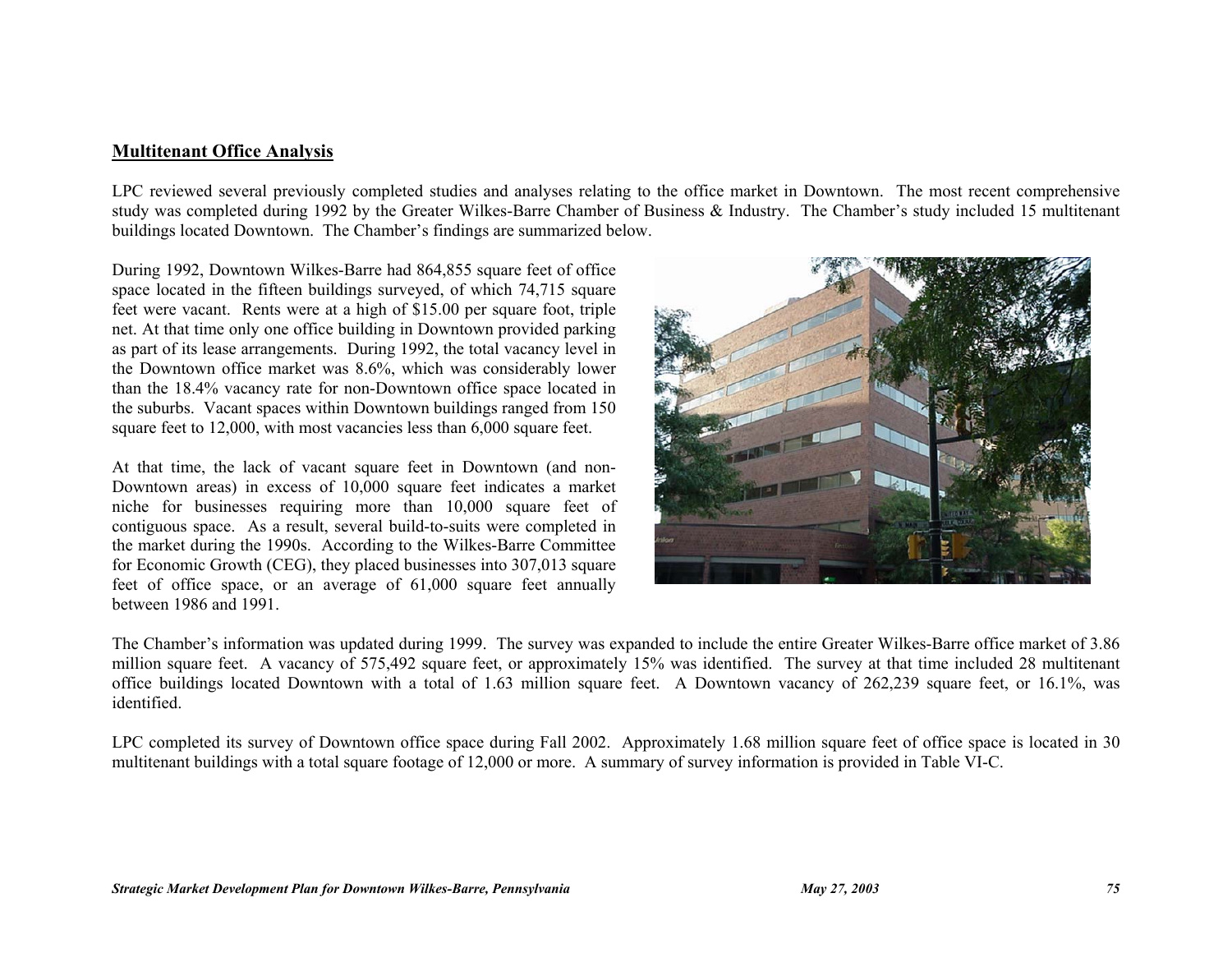## Multitenant Office Analysis

LPC reviewed several previously completed studies and analyses relating to the office market in Downtown. The most recent comprehensive study was completed during 1992 by the Greater Wilkes-Barre Chamber of Business & Industry. The Chamber's study included 15 multitenant buildings located Downtown. The Chamber's findings are summarized below.

During 1992, Downtown Wilkes-Barre had 864,855 square feet of office space located in the fifteen buildings surveyed, of which 74,715 square feet were vacant. Rents were at a high of $15.00 per square foot, triple net. At that time only one office building in Downtown provided parking as part of its lease arrangements. During 1992, the total vacancy level in the Downtown office market was 8.6%, which was considerably lower than the 18.4% vacancy rate for non-Downtown office space located in the suburbs. Vacant spaces within Downtown buildings ranged from 150 square feet to 12,000, with most vacancies less than 6,000 square feet.

At that time, the lack of vacant square feet in Downtown (and non-Downtown areas) in excess of 10,000 square feet indicates a market niche for businesses requiring more than 10,000 square feet of contiguous space. As a result, several build-to-suits were completed in the market during the 1990s. According to the Wilkes-Barre Committee for Economic Growth (CEG), they placed businesses into 307,013 square feet of office space, or an average of 61,000 square feet annually between 1986 and 1991.

The Chamber's information was updated during 1999. The survey was expanded to include the entire Greater Wilkes-Barre office market of 3.86 million square feet. A vacancy of 575,492 square feet, or approximately 15% was identified. The survey at that time included 28 multitenant office buildings located Downtown with a total of 1.63 million square feet. A Downtown vacancy of 262,239 square feet, or 16.1%, was identified.

LPC completed its survey of Downtown office space during Fall 2002. Approximately 1.68 million square feet of office space is located in 30 multitenant buildings with a total square footage of 12,000 or more. A summary of survey information is provided in Table VI-C.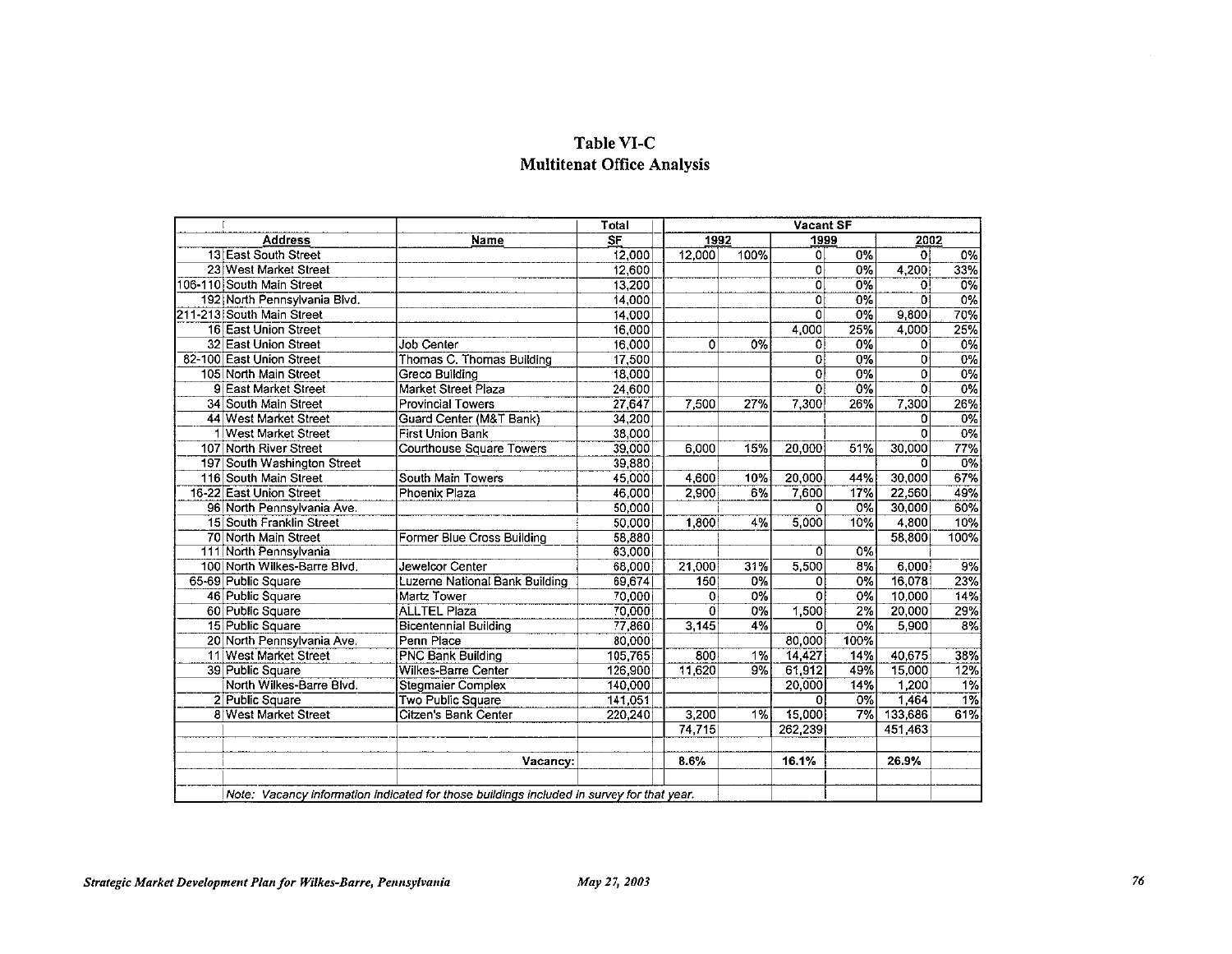# Table VI-C
## Multitenat Office Analysis

| Address | | Name | Total SF | Vacant SF 1992 | | 1999 | | 2002 | |
|---|---|---|---|---|---|---|---|---|---|
| 13 | East South Street | | 12,000 | 12,000 | 100% | 0 | 0% | 0 | 0% |
| 23 | West Market Street | | 12,600 | | | 0 | 0% | 4,200 | 33% |
| 106-110 | South Main Street | | 13,200 | | | 0 | 0% | 0 | 0% |
| 192 | North Pennsylvania Blvd. | | 14,000 | | | 0 | 0% | 0 | 0% |
| 211-213 | South Main Street | | 14,000 | | | 0 | 0% | 9,800 | 70% |
| 16 | East Union Street | | 16,000 | | | 4,000 | 25% | 4,000 | 25% |
| 32 | East Union Street | Job Center | 16,000 | 0 | 0% | 0 | 0% | 0 | 0% |
| 82-100 | East Union Street | Thomas C. Thomas Building | 17,500 | | | 0 | 0% | 0 | 0% |
| 105 | North Main Street | Greco Building | 18,000 | | | 0 | 0% | 0 | 0% |
| 9 | East Market Street | Market Street Plaza | 24,600 | | | 0 | 0% | 0 | 0% |
| 34 | South Main Street | Provincial Towers | 27,647 | 7,500 | 27% | 7,300 | 26% | 7,300 | 26% |
| 44 | West Market Street | Guard Center (M&T Bank) | 34,200 | | | | | 0 | 0% |
| 1 | West Market Street | First Union Bank | 38,000 | | | | | 0 | 0% |
| 107 | North River Street | Courthouse Square Towers | 39,000 | 6,000 | 15% | 20,000 | 51% | 30,000 | 77% |
| 197 | South Washington Street | | 39,880 | | | | | 0 | 0% |
| 116 | South Main Street | South Main Towers | 45,000 | 4,600 | 10% | 20,000 | 44% | 30,000 | 67% |
| 16-22 | East Union Street | Phoenix Plaza | 46,000 | 2,900 | 6% | 7,600 | 17% | 22,560 | 49% |
| 96 | North Pennsylvania Ave. | | 50,000 | | | 0 | 0% | 30,000 | 60% |
| 15 | South Franklin Street | | 50,000 | 1,800 | 4% | 5,000 | 10% | 4,800 | 10% |
| 70 | North Main Street | Former Blue Cross Building | 58,880 | | | | | 58,800 | 100% |
| 111 | North Pennsylvania | | 63,000 | | | 0 | 0% | | |
| 100 | North Wilkes-Barre Blvd. | Jewelcor Center | 66,000 | 21,000 | 31% | 5,500 | 8% | 6,000 | 9% |
| 65-69 | Public Square | Luzerne National Bank Building | 69,674 | 150 | 0% | 0 | 0% | 16,078 | 23% |
| 46 | Public Square | Martz Tower | 70,000 | 0 | 0% | 0 | 0% | 10,000 | 14% |
| 60 | Public Square | ALLTEL Plaza | 70,000 | 0 | 0% | 1,500 | 2% | 20,000 | 29% |
| 15 | Public Square | Bicentennial Building | 77,860 | 3,145 | 4% | 0 | 0% | 5,900 | 8% |
| 20 | North Pennsylvania Ave. | Penn Place | 80,000 | | | 80,000 | 100% | | |
| 11 | West Market Street | PNC Bank Building | 105,765 | 800 | 1% | 14,427 | 14% | 40,675 | 38% |
| 39 | Public Square | Wilkes-Barre Center | 126,900 | 11,620 | 9% | 61,912 | 49% | 15,000 | 12% |
| | North Wilkes-Barre Blvd. | Stegmaier Complex | 140,000 | | | 20,000 | 14% | 1,200 | 1% |
| 2 | Public Square | Two Public Square | 141,051 | | | 0 | 0% | 1,464 | 1% |
| 8 | West Market Street | Citzen's Bank Center | 220,240 | 3,200 | 1% | 15,000 | 7% | 133,686 | 61% |
| | | | | 74,715 | | 262,239 | | 451,463 | |
| | | Vacancy: | | 8.6% | | 16.1% | | 26.9% | |

*Note: Vacancy information indicated for those buildings included in survey for that year.*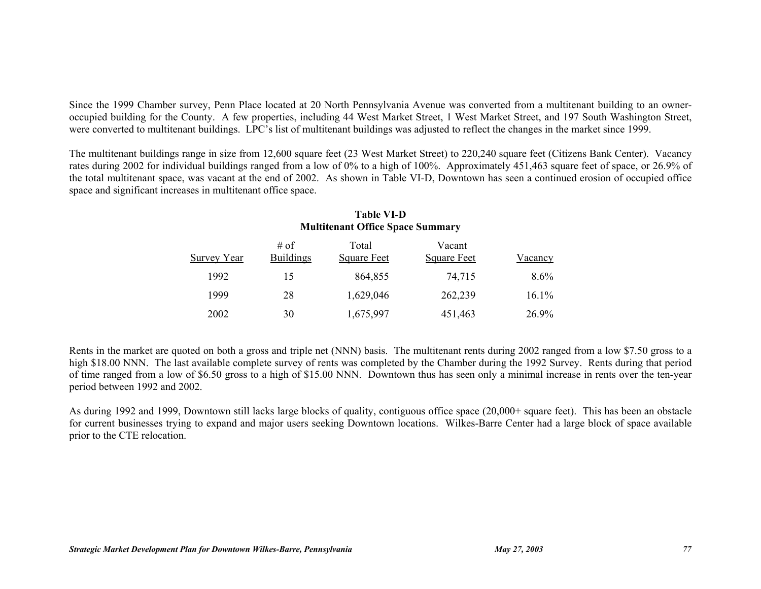Since the 1999 Chamber survey, Penn Place located at 20 North Pennsylvania Avenue was converted from a multitenant building to an owner-occupied building for the County. A few properties, including 44 West Market Street, 1 West Market Street, and 197 South Washington Street, were converted to multitenant buildings. LPC's list of multitenant buildings was adjusted to reflect the changes in the market since 1999.

The multitenant buildings range in size from 12,600 square feet (23 West Market Street) to 220,240 square feet (Citizens Bank Center). Vacancy rates during 2002 for individual buildings ranged from a low of 0% to a high of 100%. Approximately 451,463 square feet of space, or 26.9% of the total multitenant space, was vacant at the end of 2002. As shown in Table VI-D, Downtown has seen a continued erosion of occupied office space and significant increases in multitenant office space.

**Table VI-D**
**Multitenant Office Space Summary**

| Survey Year | # of Buildings | Total Square Feet | Vacant Square Feet | Vacancy |
|---|---|---|---|---|
| 1992 | 15 | 864,855 | 74,715 | 8.6% |
| 1999 | 28 | 1,629,046 | 262,239 | 16.1% |
| 2002 | 30 | 1,675,997 | 451,463 | 26.9% |

Rents in the market are quoted on both a gross and triple net (NNN) basis. The multitenant rents during 2002 ranged from a low $7.50 gross to a high $18.00 NNN. The last available complete survey of rents was completed by the Chamber during the 1992 Survey. Rents during that period of time ranged from a low of $6.50 gross to a high of $15.00 NNN. Downtown thus has seen only a minimal increase in rents over the ten-year period between 1992 and 2002.

As during 1992 and 1999, Downtown still lacks large blocks of quality, contiguous office space (20,000+ square feet). This has been an obstacle for current businesses trying to expand and major users seeking Downtown locations. Wilkes-Barre Center had a large block of space available prior to the CTE relocation.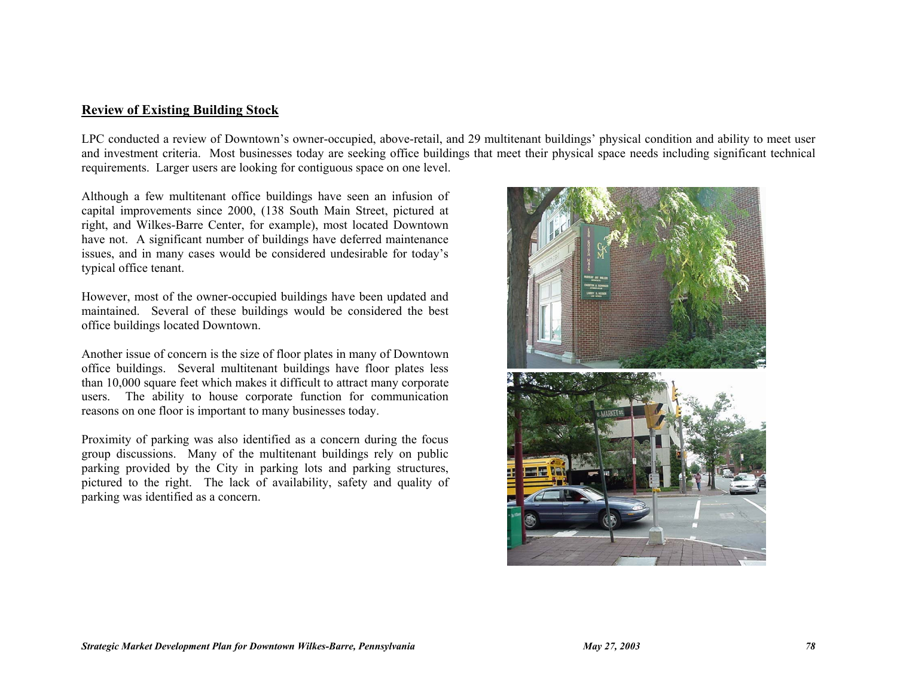## Review of Existing Building Stock

LPC conducted a review of Downtown's owner-occupied, above-retail, and 29 multitenant buildings' physical condition and ability to meet user and investment criteria. Most businesses today are seeking office buildings that meet their physical space needs including significant technical requirements. Larger users are looking for contiguous space on one level.

Although a few multitenant office buildings have seen an infusion of capital improvements since 2000, (138 South Main Street, pictured at right, and Wilkes-Barre Center, for example), most located Downtown have not. A significant number of buildings have deferred maintenance issues, and in many cases would be considered undesirable for today's typical office tenant.

However, most of the owner-occupied buildings have been updated and maintained. Several of these buildings would be considered the best office buildings located Downtown.

Another issue of concern is the size of floor plates in many of Downtown office buildings. Several multitenant buildings have floor plates less than 10,000 square feet which makes it difficult to attract many corporate users. The ability to house corporate function for communication reasons on one floor is important to many businesses today.

Proximity of parking was also identified as a concern during the focus group discussions. Many of the multitenant buildings rely on public parking provided by the City in parking lots and parking structures, pictured to the right. The lack of availability, safety and quality of parking was identified as a concern.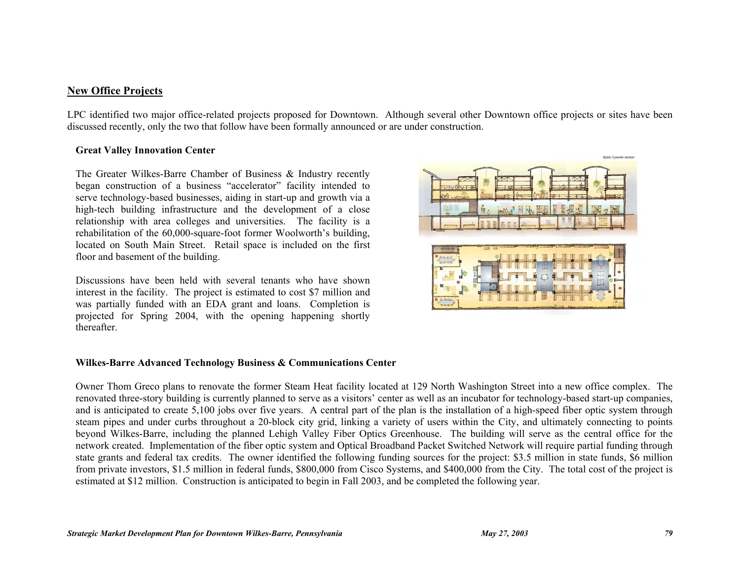## New Office Projects

LPC identified two major office-related projects proposed for Downtown. Although several other Downtown office projects or sites have been discussed recently, only the two that follow have been formally announced or are under construction.

### Great Valley Innovation Center

The Greater Wilkes-Barre Chamber of Business & Industry recently began construction of a business "accelerator" facility intended to serve technology-based businesses, aiding in start-up and growth via a high-tech building infrastructure and the development of a close relationship with area colleges and universities. The facility is a rehabilitation of the 60,000-square-foot former Woolworth's building, located on South Main Street. Retail space is included on the first floor and basement of the building.

Discussions have been held with several tenants who have shown interest in the facility. The project is estimated to cost $7 million and was partially funded with an EDA grant and loans. Completion is projected for Spring 2004, with the opening happening shortly thereafter.

### Wilkes-Barre Advanced Technology Business & Communications Center

Owner Thom Greco plans to renovate the former Steam Heat facility located at 129 North Washington Street into a new office complex. The renovated three-story building is currently planned to serve as a visitors' center as well as an incubator for technology-based start-up companies, and is anticipated to create 5,100 jobs over five years. A central part of the plan is the installation of a high-speed fiber optic system through steam pipes and under curbs throughout a 20-block city grid, linking a variety of users within the City, and ultimately connecting to points beyond Wilkes-Barre, including the planned Lehigh Valley Fiber Optics Greenhouse. The building will serve as the central office for the network created. Implementation of the fiber optic system and Optical Broadband Packet Switched Network will require partial funding through state grants and federal tax credits. The owner identified the following funding sources for the project: $3.5 million in state funds, $6 million from private investors, $1.5 million in federal funds, $800,000 from Cisco Systems, and $400,000 from the City. The total cost of the project is estimated at $12 million. Construction is anticipated to begin in Fall 2003, and be completed the following year.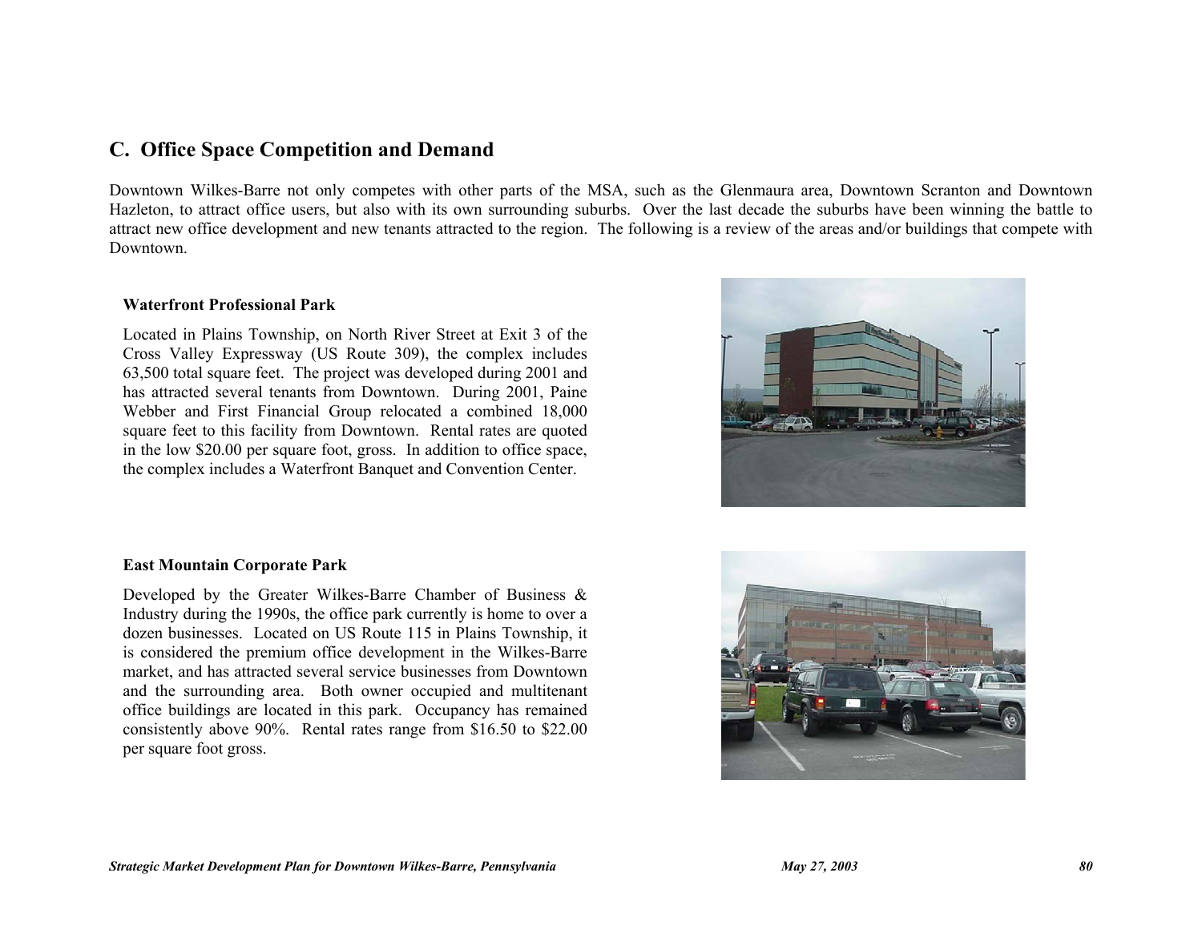## C. Office Space Competition and Demand

Downtown Wilkes-Barre not only competes with other parts of the MSA, such as the Glenmaura area, Downtown Scranton and Downtown Hazleton, to attract office users, but also with its own surrounding suburbs. Over the last decade the suburbs have been winning the battle to attract new office development and new tenants attracted to the region. The following is a review of the areas and/or buildings that compete with Downtown.

### Waterfront Professional Park

Located in Plains Township, on North River Street at Exit 3 of the Cross Valley Expressway (US Route 309), the complex includes 63,500 total square feet. The project was developed during 2001 and has attracted several tenants from Downtown. During 2001, Paine Webber and First Financial Group relocated a combined 18,000 square feet to this facility from Downtown. Rental rates are quoted in the low $20.00 per square foot, gross. In addition to office space, the complex includes a Waterfront Banquet and Convention Center.

### East Mountain Corporate Park

Developed by the Greater Wilkes-Barre Chamber of Business & Industry during the 1990s, the office park currently is home to over a dozen businesses. Located on US Route 115 in Plains Township, it is considered the premium office development in the Wilkes-Barre market, and has attracted several service businesses from Downtown and the surrounding area. Both owner occupied and multitenant office buildings are located in this park. Occupancy has remained consistently above 90%. Rental rates range from $16.50 to $22.00 per square foot gross.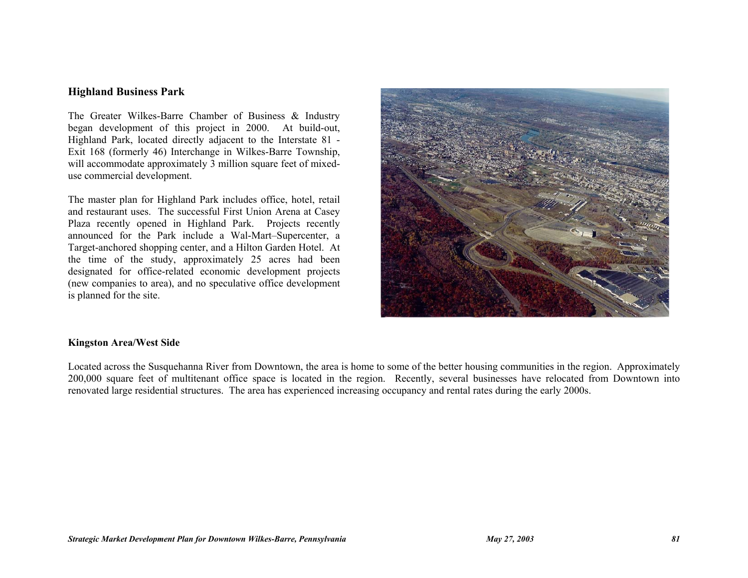## Highland Business Park

The Greater Wilkes-Barre Chamber of Business & Industry began development of this project in 2000. At build-out, Highland Park, located directly adjacent to the Interstate 81 - Exit 168 (formerly 46) Interchange in Wilkes-Barre Township, will accommodate approximately 3 million square feet of mixed-use commercial development.

The master plan for Highland Park includes office, hotel, retail and restaurant uses. The successful First Union Arena at Casey Plaza recently opened in Highland Park. Projects recently announced for the Park include a Wal-Mart–Supercenter, a Target-anchored shopping center, and a Hilton Garden Hotel. At the time of the study, approximately 25 acres had been designated for office-related economic development projects (new companies to area), and no speculative office development is planned for the site.

## Kingston Area/West Side

Located across the Susquehanna River from Downtown, the area is home to some of the better housing communities in the region. Approximately 200,000 square feet of multitenant office space is located in the region. Recently, several businesses have relocated from Downtown into renovated large residential structures. The area has experienced increasing occupancy and rental rates during the early 2000s.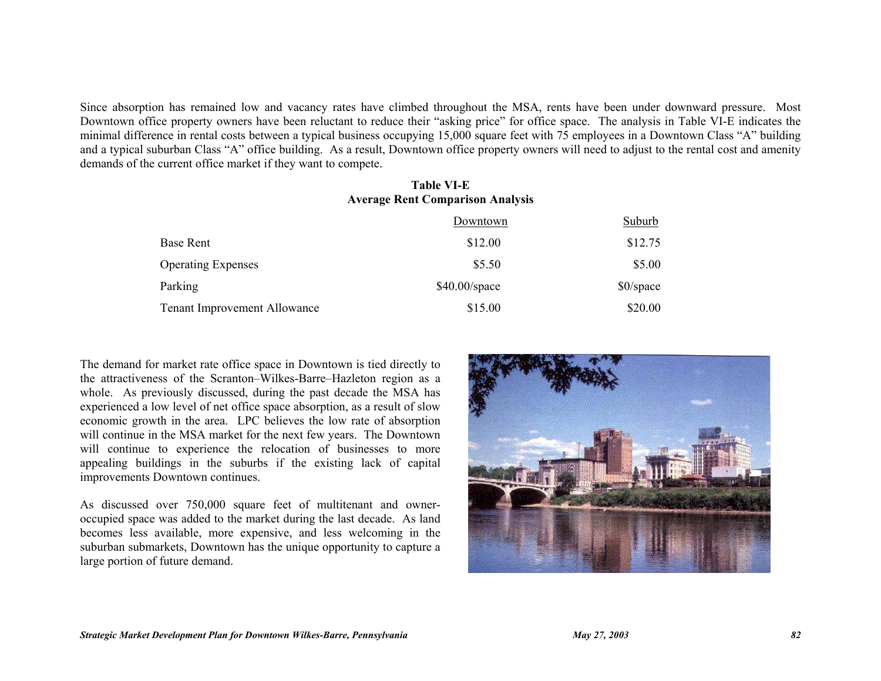Since absorption has remained low and vacancy rates have climbed throughout the MSA, rents have been under downward pressure. Most Downtown office property owners have been reluctant to reduce their "asking price" for office space. The analysis in Table VI-E indicates the minimal difference in rental costs between a typical business occupying 15,000 square feet with 75 employees in a Downtown Class "A" building and a typical suburban Class "A" office building. As a result, Downtown office property owners will need to adjust to the rental cost and amenity demands of the current office market if they want to compete.

**Table VI-E**
**Average Rent Comparison Analysis**

| | Downtown | Suburb |
|---|---|---|
| Base Rent | $12.00 | $12.75 |
| Operating Expenses | $5.50 | $5.00 |
| Parking | $40.00/space | $0/space |
| Tenant Improvement Allowance | $15.00 | $20.00 |

The demand for market rate office space in Downtown is tied directly to the attractiveness of the Scranton–Wilkes-Barre–Hazleton region as a whole. As previously discussed, during the past decade the MSA has experienced a low level of net office space absorption, as a result of slow economic growth in the area. LPC believes the low rate of absorption will continue in the MSA market for the next few years. The Downtown will continue to experience the relocation of businesses to more appealing buildings in the suburbs if the existing lack of capital improvements Downtown continues.

As discussed over 750,000 square feet of multitenant and owner-occupied space was added to the market during the last decade. As land becomes less available, more expensive, and less welcoming in the suburban submarkets, Downtown has the unique opportunity to capture a large portion of future demand.